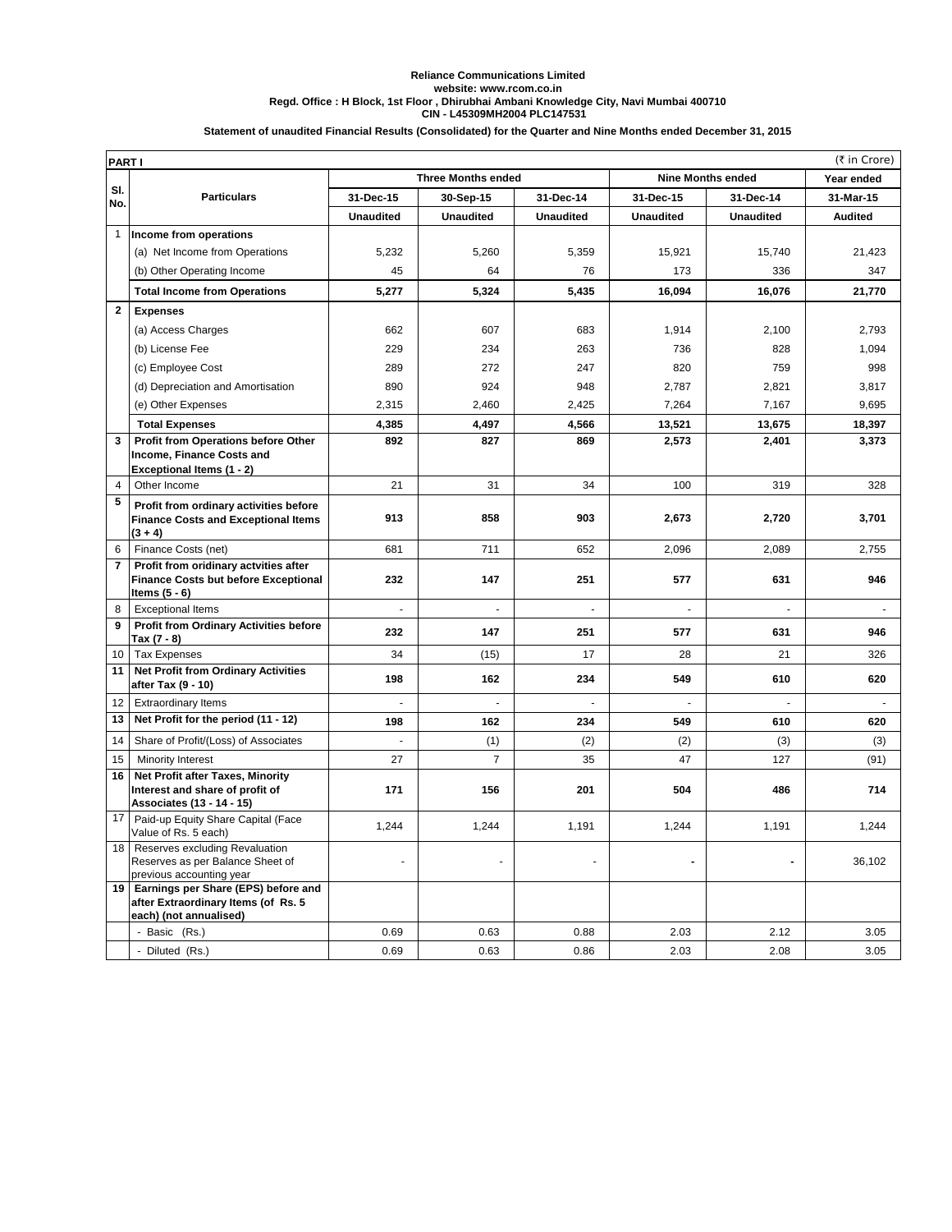**Reliance Communications Limited**
**website: www.rcom.co.in**
**Regd. Office : H Block, 1st Floor , Dhirubhai Ambani Knowledge City, Navi Mumbai 400710**
**CIN - L45309MH2004 PLC147531**

**Statement of unaudited Financial Results (Consolidated) for the Quarter and Nine Months ended December 31, 2015**

**PART I** (₹ in Crore)

| Sl. No. | Particulars | Three Months ended | | | Nine Months ended | | Year ended |
|---|---|---|---|---|---|---|---|
| | | 31-Dec-15 | 30-Sep-15 | 31-Dec-14 | 31-Dec-15 | 31-Dec-14 | 31-Mar-15 |
| | | Unaudited | Unaudited | Unaudited | Unaudited | Unaudited | Audited |
| 1 | **Income from operations** | | | | | | |
| | (a) Net Income from Operations | 5,232 | 5,260 | 5,359 | 15,921 | 15,740 | 21,423 |
| | (b) Other Operating Income | 45 | 64 | 76 | 173 | 336 | 347 |
| | **Total Income from Operations** | **5,277** | **5,324** | **5,435** | **16,094** | **16,076** | **21,770** |
| 2 | **Expenses** | | | | | | |
| | (a) Access Charges | 662 | 607 | 683 | 1,914 | 2,100 | 2,793 |
| | (b) License Fee | 229 | 234 | 263 | 736 | 828 | 1,094 |
| | (c) Employee Cost | 289 | 272 | 247 | 820 | 759 | 998 |
| | (d) Depreciation and Amortisation | 890 | 924 | 948 | 2,787 | 2,821 | 3,817 |
| | (e) Other Expenses | 2,315 | 2,460 | 2,425 | 7,264 | 7,167 | 9,695 |
| | **Total Expenses** | **4,385** | **4,497** | **4,566** | **13,521** | **13,675** | **18,397** |
| 3 | **Profit from Operations before Other Income, Finance Costs and Exceptional Items (1 - 2)** | **892** | **827** | **869** | **2,573** | **2,401** | **3,373** |
| 4 | Other Income | 21 | 31 | 34 | 100 | 319 | 328 |
| 5 | **Profit from ordinary activities before Finance Costs and Exceptional Items (3 + 4)** | **913** | **858** | **903** | **2,673** | **2,720** | **3,701** |
| 6 | Finance Costs (net) | 681 | 711 | 652 | 2,096 | 2,089 | 2,755 |
| 7 | **Profit from oridinary actvities after Finance Costs but before Exceptional Items (5 - 6)** | **232** | **147** | **251** | **577** | **631** | **946** |
| 8 | Exceptional Items | - | - | - | - | - | - |
| 9 | **Profit from Ordinary Activities before Tax (7 - 8)** | **232** | **147** | **251** | **577** | **631** | **946** |
| 10 | Tax Expenses | 34 | (15) | 17 | 28 | 21 | 326 |
| 11 | **Net Profit from Ordinary Activities after Tax (9 - 10)** | **198** | **162** | **234** | **549** | **610** | **620** |
| 12 | Extraordinary Items | - | - | - | - | - | - |
| 13 | **Net Profit for the period (11 - 12)** | **198** | **162** | **234** | **549** | **610** | **620** |
| 14 | Share of Profit/(Loss) of Associates | - | (1) | (2) | (2) | (3) | (3) |
| 15 | Minority Interest | 27 | 7 | 35 | 47 | 127 | (91) |
| 16 | **Net Profit after Taxes, Minority Interest and share of profit of Associates (13 - 14 - 15)** | **171** | **156** | **201** | **504** | **486** | **714** |
| 17 | Paid-up Equity Share Capital (Face Value of Rs. 5 each) | 1,244 | 1,244 | 1,191 | 1,244 | 1,191 | 1,244 |
| 18 | Reserves excluding Revaluation Reserves as per Balance Sheet of previous accounting year | - | - | - | - | - | 36,102 |
| 19 | **Earnings per Share (EPS) before and after Extraordinary Items (of Rs. 5 each) (not annualised)** | | | | | | |
| | - Basic (Rs.) | 0.69 | 0.63 | 0.88 | 2.03 | 2.12 | 3.05 |
| | - Diluted (Rs.) | 0.69 | 0.63 | 0.86 | 2.03 | 2.08 | 3.05 |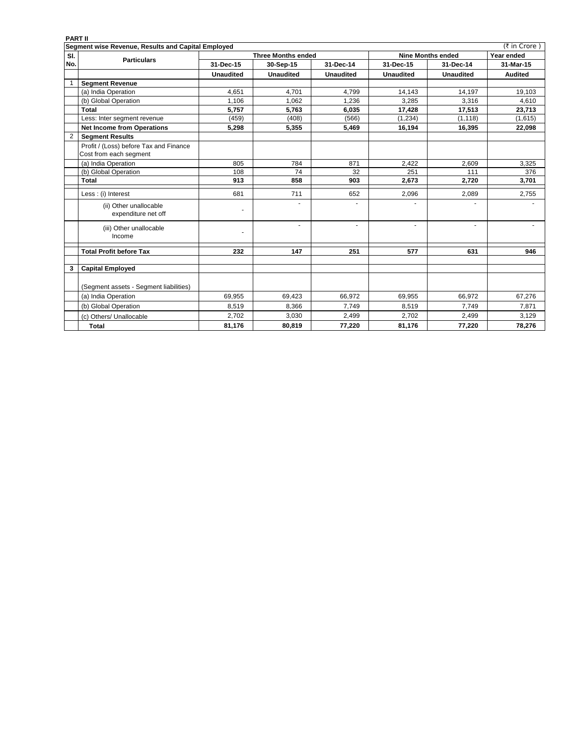**PART II**

**Segment wise Revenue, Results and Capital Employed** (₹ in Crore )

| Sl. No. | Particulars | Three Months ended | | | Nine Months ended | | Year ended |
|---|---|---|---|---|---|---|---|
| | | 31-Dec-15 | 30-Sep-15 | 31-Dec-14 | 31-Dec-15 | 31-Dec-14 | 31-Mar-15 |
| | | Unaudited | Unaudited | Unaudited | Unaudited | Unaudited | Audited |
| 1 | **Segment Revenue** | | | | | | |
| | (a) India Operation | 4,651 | 4,701 | 4,799 | 14,143 | 14,197 | 19,103 |
| | (b) Global Operation | 1,106 | 1,062 | 1,236 | 3,285 | 3,316 | 4,610 |
| | **Total** | **5,757** | **5,763** | **6,035** | **17,428** | **17,513** | **23,713** |
| | Less: Inter segment revenue | (459) | (408) | (566) | (1,234) | (1,118) | (1,615) |
| | **Net Income from Operations** | **5,298** | **5,355** | **5,469** | **16,194** | **16,395** | **22,098** |
| 2 | **Segment Results** | | | | | | |
| | Profit / (Loss) before Tax and Finance Cost from each segment | | | | | | |
| | (a) India Operation | 805 | 784 | 871 | 2,422 | 2,609 | 3,325 |
| | (b) Global Operation | 108 | 74 | 32 | 251 | 111 | 376 |
| | **Total** | **913** | **858** | **903** | **2,673** | **2,720** | **3,701** |
| | Less : (i) Interest | 681 | 711 | 652 | 2,096 | 2,089 | 2,755 |
| | (ii) Other unallocable expenditure net off | - | - | - | - | - | - |
| | (iii) Other unallocable Income | - | - | - | - | - | - |
| | **Total Profit before Tax** | **232** | **147** | **251** | **577** | **631** | **946** |
| 3 | **Capital Employed** | | | | | | |
| | (Segment assets - Segment liabilities) | | | | | | |
| | (a) India Operation | 69,955 | 69,423 | 66,972 | 69,955 | 66,972 | 67,276 |
| | (b) Global Operation | 8,519 | 8,366 | 7,749 | 8,519 | 7,749 | 7,871 |
| | (c) Others/ Unallocable | 2,702 | 3,030 | 2,499 | 2,702 | 2,499 | 3,129 |
| | **Total** | **81,176** | **80,819** | **77,220** | **81,176** | **77,220** | **78,276** |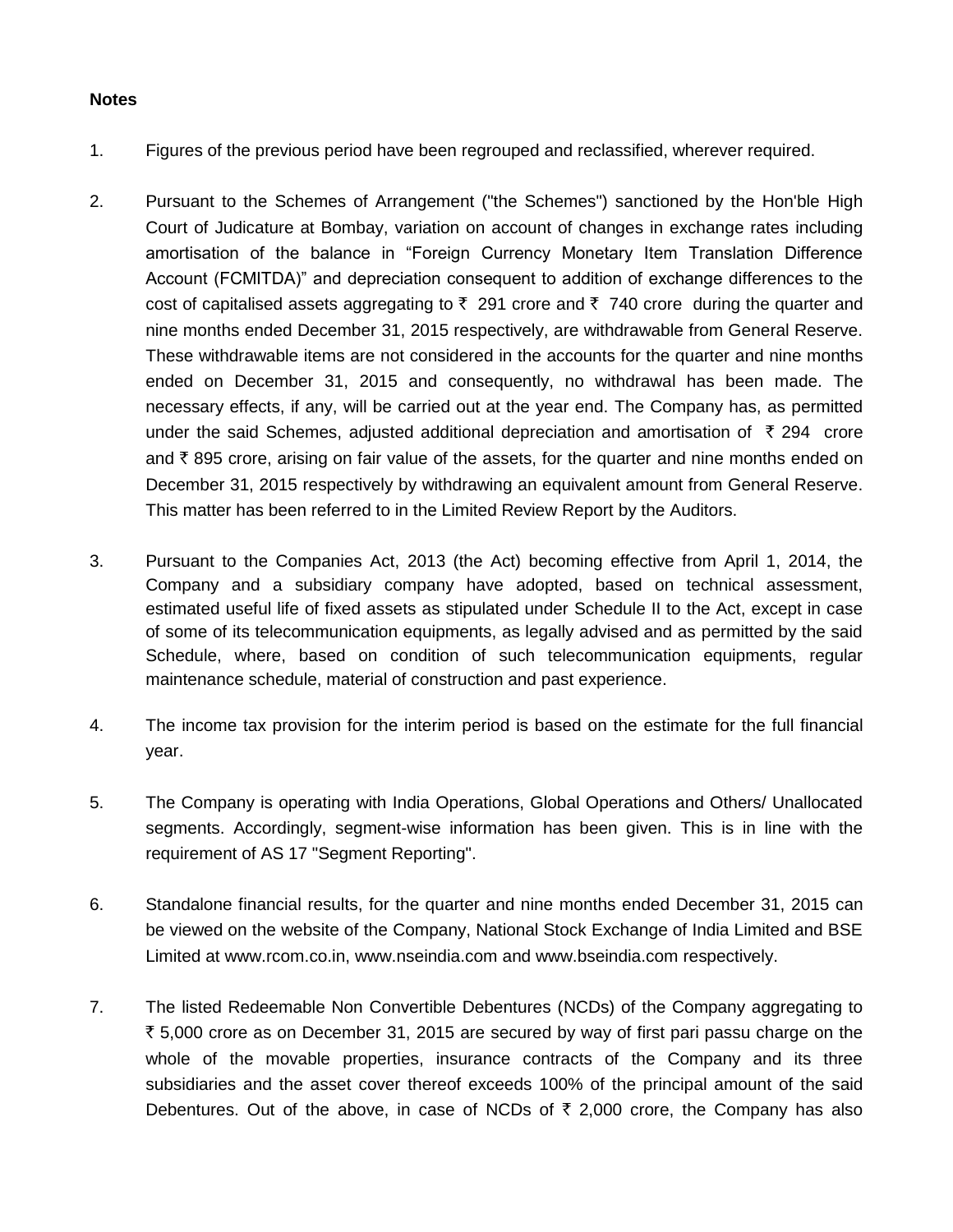**Notes**

1. Figures of the previous period have been regrouped and reclassified, wherever required.

2. Pursuant to the Schemes of Arrangement ("the Schemes") sanctioned by the Hon'ble High Court of Judicature at Bombay, variation on account of changes in exchange rates including amortisation of the balance in "Foreign Currency Monetary Item Translation Difference Account (FCMITDA)" and depreciation consequent to addition of exchange differences to the cost of capitalised assets aggregating to ₹ 291 crore and ₹ 740 crore during the quarter and nine months ended December 31, 2015 respectively, are withdrawable from General Reserve. These withdrawable items are not considered in the accounts for the quarter and nine months ended on December 31, 2015 and consequently, no withdrawal has been made. The necessary effects, if any, will be carried out at the year end. The Company has, as permitted under the said Schemes, adjusted additional depreciation and amortisation of ₹ 294 crore and ₹ 895 crore, arising on fair value of the assets, for the quarter and nine months ended on December 31, 2015 respectively by withdrawing an equivalent amount from General Reserve. This matter has been referred to in the Limited Review Report by the Auditors.

3. Pursuant to the Companies Act, 2013 (the Act) becoming effective from April 1, 2014, the Company and a subsidiary company have adopted, based on technical assessment, estimated useful life of fixed assets as stipulated under Schedule II to the Act, except in case of some of its telecommunication equipments, as legally advised and as permitted by the said Schedule, where, based on condition of such telecommunication equipments, regular maintenance schedule, material of construction and past experience.

4. The income tax provision for the interim period is based on the estimate for the full financial year.

5. The Company is operating with India Operations, Global Operations and Others/ Unallocated segments. Accordingly, segment-wise information has been given. This is in line with the requirement of AS 17 "Segment Reporting".

6. Standalone financial results, for the quarter and nine months ended December 31, 2015 can be viewed on the website of the Company, National Stock Exchange of India Limited and BSE Limited at www.rcom.co.in, www.nseindia.com and www.bseindia.com respectively.

7. The listed Redeemable Non Convertible Debentures (NCDs) of the Company aggregating to ₹ 5,000 crore as on December 31, 2015 are secured by way of first pari passu charge on the whole of the movable properties, insurance contracts of the Company and its three subsidiaries and the asset cover thereof exceeds 100% of the principal amount of the said Debentures. Out of the above, in case of NCDs of ₹ 2,000 crore, the Company has also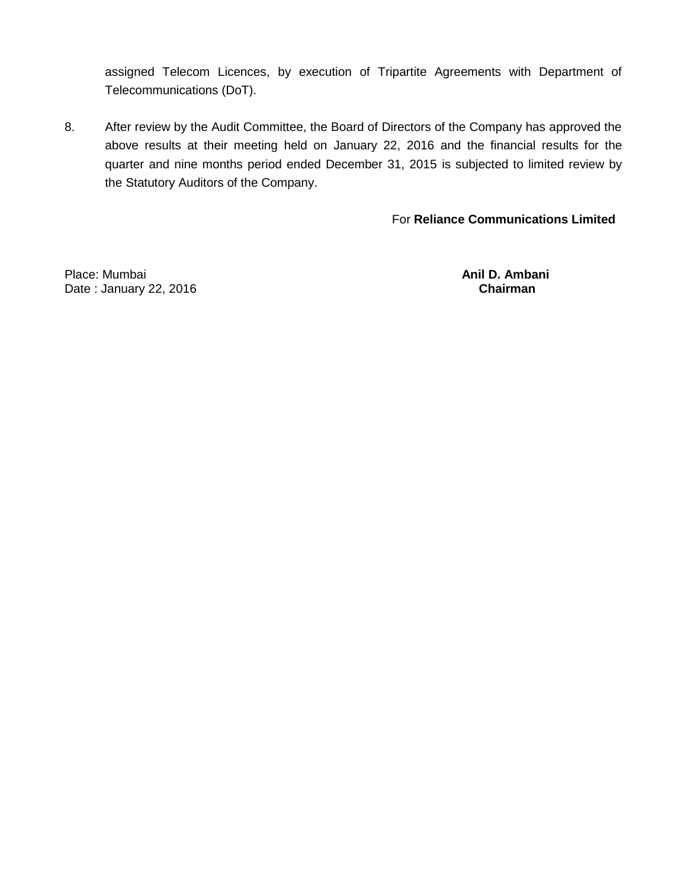assigned Telecom Licences, by execution of Tripartite Agreements with Department of Telecommunications (DoT).

8. After review by the Audit Committee, the Board of Directors of the Company has approved the above results at their meeting held on January 22, 2016 and the financial results for the quarter and nine months period ended December 31, 2015 is subjected to limited review by the Statutory Auditors of the Company.

For **Reliance Communications Limited**

Place: Mumbai
Date : January 22, 2016

**Anil D. Ambani**
**Chairman**